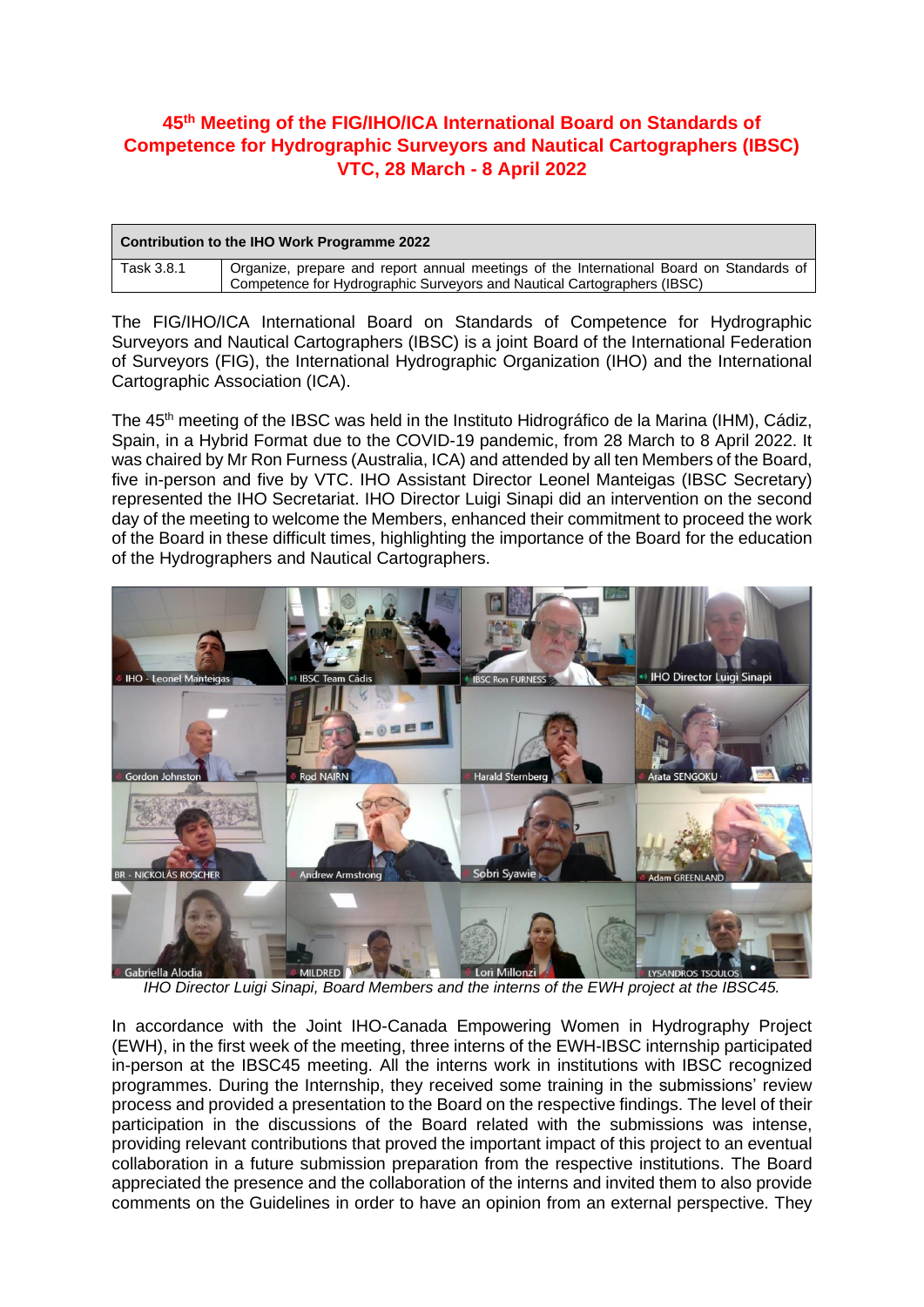# 45th Meeting of the FIG/IHO/ICA International Board on Standards of Competence for Hydrographic Surveyors and Nautical Cartographers (IBSC) VTC, 28 March - 8 April 2022

| Contribution to the IHO Work Programme 2022 | |
|---|---|
| Task 3.8.1 | Organize, prepare and report annual meetings of the International Board on Standards of Competence for Hydrographic Surveyors and Nautical Cartographers (IBSC) |

The FIG/IHO/ICA International Board on Standards of Competence for Hydrographic Surveyors and Nautical Cartographers (IBSC) is a joint Board of the International Federation of Surveyors (FIG), the International Hydrographic Organization (IHO) and the International Cartographic Association (ICA).

The 45th meeting of the IBSC was held in the Instituto Hidrográfico de la Marina (IHM), Cádiz, Spain, in a Hybrid Format due to the COVID-19 pandemic, from 28 March to 8 April 2022. It was chaired by Mr Ron Furness (Australia, ICA) and attended by all ten Members of the Board, five in-person and five by VTC. IHO Assistant Director Leonel Manteigas (IBSC Secretary) represented the IHO Secretariat. IHO Director Luigi Sinapi did an intervention on the second day of the meeting to welcome the Members, enhanced their commitment to proceed the work of the Board in these difficult times, highlighting the importance of the Board for the education of the Hydrographers and Nautical Cartographers.

*IHO Director Luigi Sinapi, Board Members and the interns of the EWH project at the IBSC45.*

In accordance with the Joint IHO-Canada Empowering Women in Hydrography Project (EWH), in the first week of the meeting, three interns of the EWH-IBSC internship participated in-person at the IBSC45 meeting. All the interns work in institutions with IBSC recognized programmes. During the Internship, they received some training in the submissions' review process and provided a presentation to the Board on the respective findings. The level of their participation in the discussions of the Board related with the submissions was intense, providing relevant contributions that proved the important impact of this project to an eventual collaboration in a future submission preparation from the respective institutions. The Board appreciated the presence and the collaboration of the interns and invited them to also provide comments on the Guidelines in order to have an opinion from an external perspective. They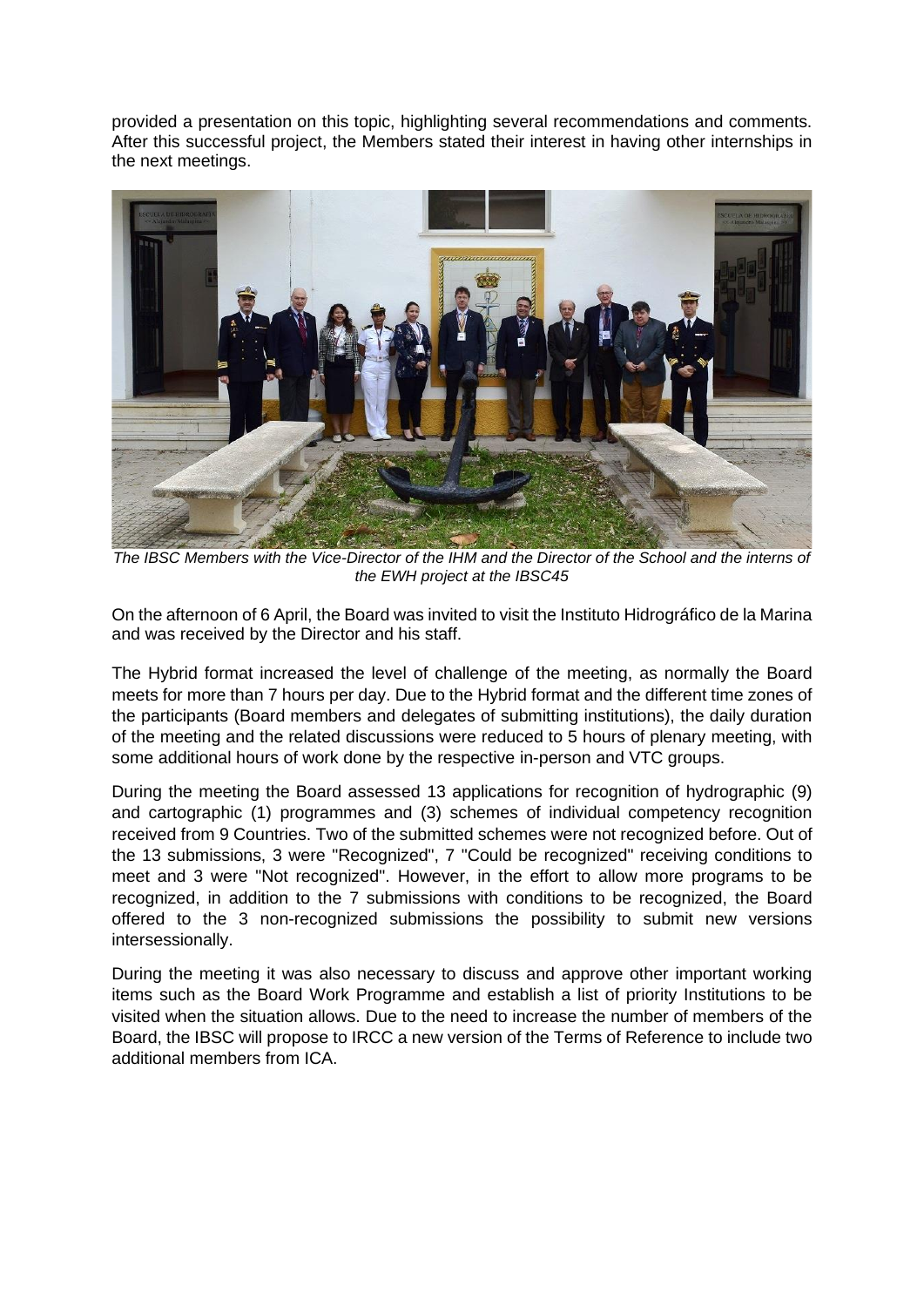provided a presentation on this topic, highlighting several recommendations and comments. After this successful project, the Members stated their interest in having other internships in the next meetings.

*The IBSC Members with the Vice-Director of the IHM and the Director of the School and the interns of the EWH project at the IBSC45*

On the afternoon of 6 April, the Board was invited to visit the Instituto Hidrográfico de la Marina and was received by the Director and his staff.

The Hybrid format increased the level of challenge of the meeting, as normally the Board meets for more than 7 hours per day. Due to the Hybrid format and the different time zones of the participants (Board members and delegates of submitting institutions), the daily duration of the meeting and the related discussions were reduced to 5 hours of plenary meeting, with some additional hours of work done by the respective in-person and VTC groups.

During the meeting the Board assessed 13 applications for recognition of hydrographic (9) and cartographic (1) programmes and (3) schemes of individual competency recognition received from 9 Countries. Two of the submitted schemes were not recognized before. Out of the 13 submissions, 3 were "Recognized", 7 "Could be recognized" receiving conditions to meet and 3 were "Not recognized". However, in the effort to allow more programs to be recognized, in addition to the 7 submissions with conditions to be recognized, the Board offered to the 3 non-recognized submissions the possibility to submit new versions intersessionally.

During the meeting it was also necessary to discuss and approve other important working items such as the Board Work Programme and establish a list of priority Institutions to be visited when the situation allows. Due to the need to increase the number of members of the Board, the IBSC will propose to IRCC a new version of the Terms of Reference to include two additional members from ICA.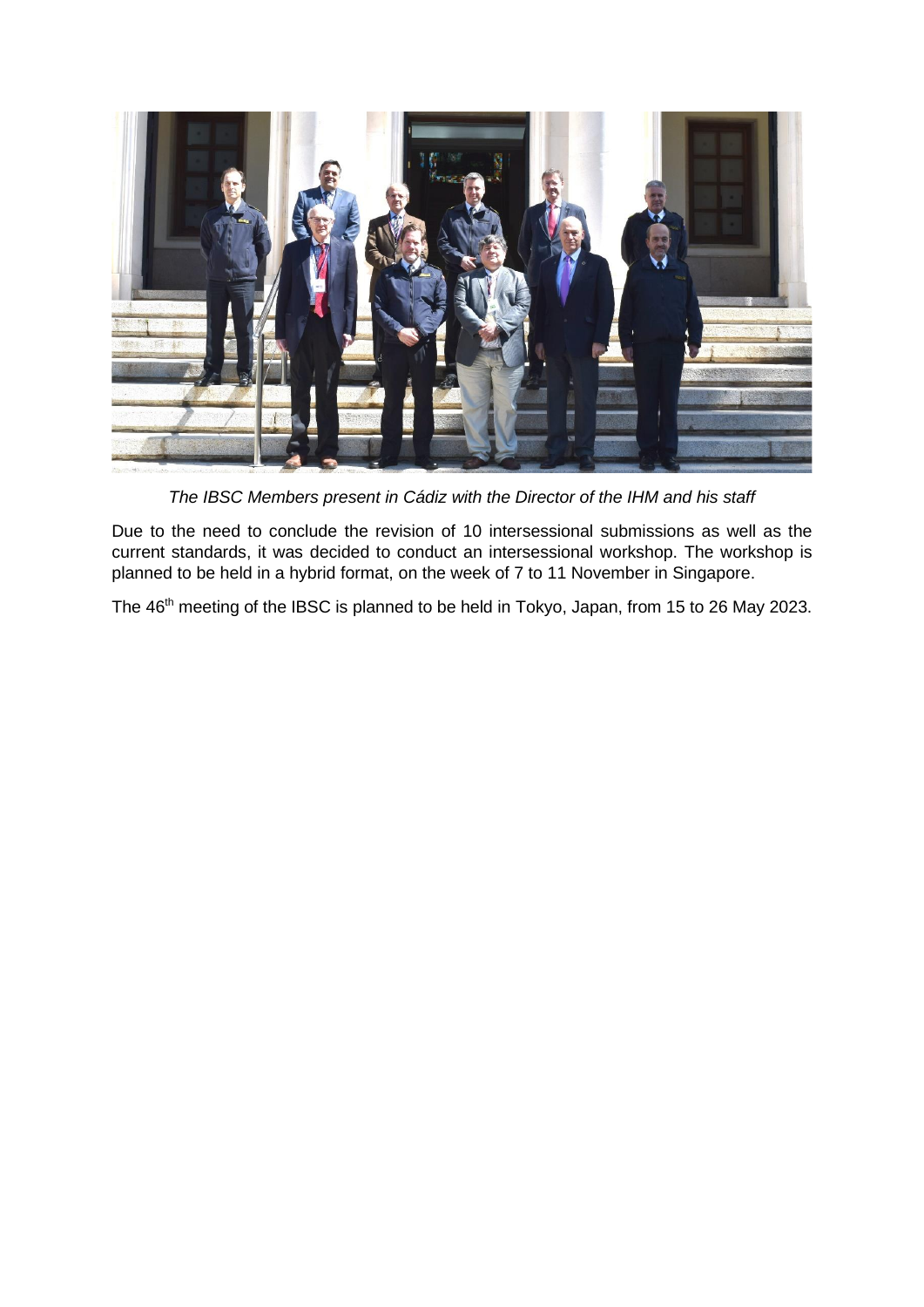*The IBSC Members present in Cádiz with the Director of the IHM and his staff*

Due to the need to conclude the revision of 10 intersessional submissions as well as the current standards, it was decided to conduct an intersessional workshop. The workshop is planned to be held in a hybrid format, on the week of 7 to 11 November in Singapore.

The 46th meeting of the IBSC is planned to be held in Tokyo, Japan, from 15 to 26 May 2023.